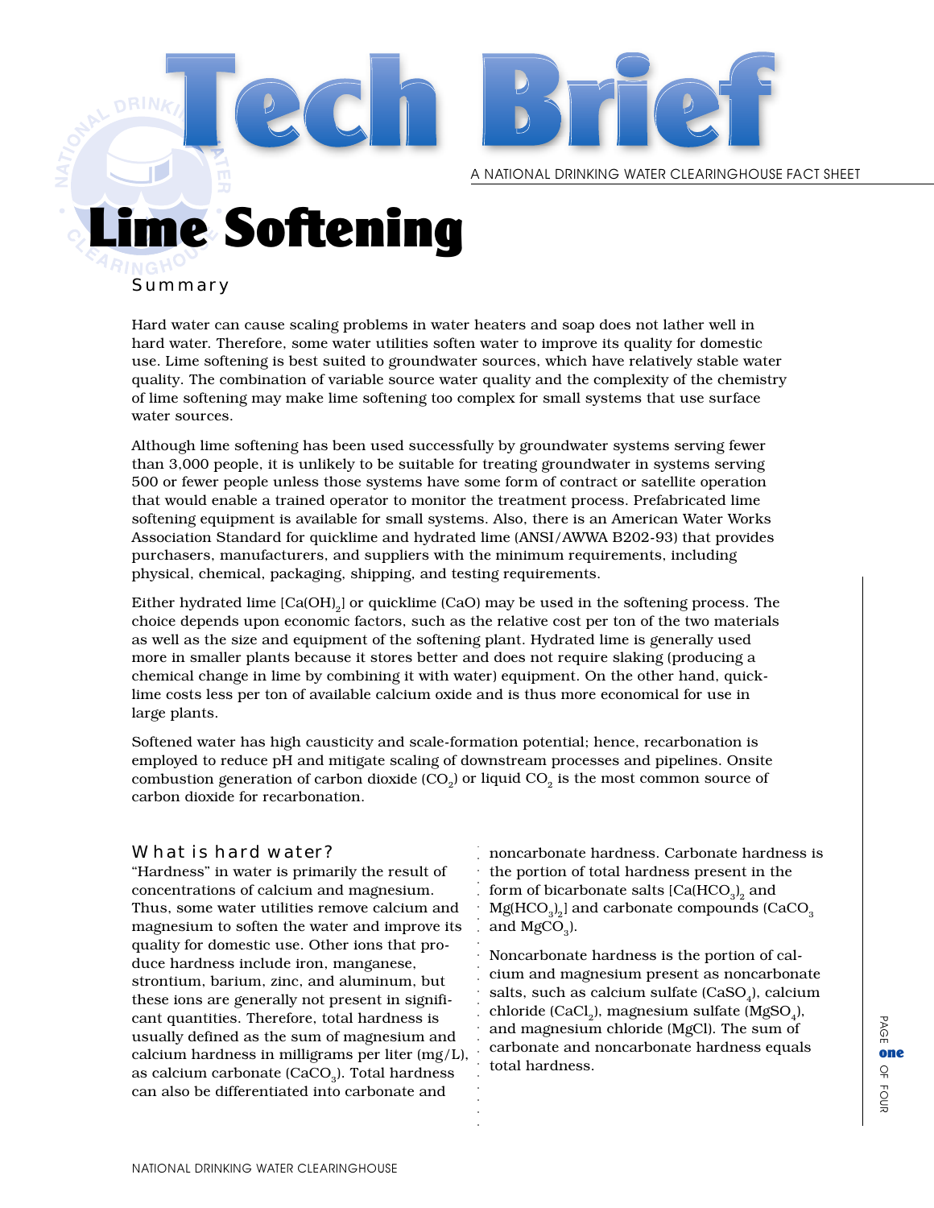# Tech Brief

A NATIONAL DRINKING WATER CLEARINGHOUSE FACT SHEET

# Lime Softening

## Summary

Hard water can cause scaling problems in water heaters and soap does not lather well in hard water. Therefore, some water utilities soften water to improve its quality for domestic use. Lime softening is best suited to groundwater sources, which have relatively stable water quality. The combination of variable source water quality and the complexity of the chemistry of lime softening may make lime softening too complex for small systems that use surface water sources.

Although lime softening has been used successfully by groundwater systems serving fewer than 3,000 people, it is unlikely to be suitable for treating groundwater in systems serving 500 or fewer people unless those systems have some form of contract or satellite operation that would enable a trained operator to monitor the treatment process. Prefabricated lime softening equipment is available for small systems. Also, there is an American Water Works Association Standard for quicklime and hydrated lime (ANSI/AWWA B202-93) that provides purchasers, manufacturers, and suppliers with the minimum requirements, including physical, chemical, packaging, shipping, and testing requirements.

Either hydrated lime [$Ca(OH)_2$] or quicklime ($CaO$) may be used in the softening process. The choice depends upon economic factors, such as the relative cost per ton of the two materials as well as the size and equipment of the softening plant. Hydrated lime is generally used more in smaller plants because it stores better and does not require slaking (producing a chemical change in lime by combining it with water) equipment. On the other hand, quicklime costs less per ton of available calcium oxide and is thus more economical for use in large plants.

Softened water has high causticity and scale-formation potential; hence, recarbonation is employed to reduce pH and mitigate scaling of downstream processes and pipelines. Onsite combustion generation of carbon dioxide ($CO_2$) or liquid $CO_2$ is the most common source of carbon dioxide for recarbonation.

## What is hard water?

"Hardness" in water is primarily the result of concentrations of calcium and magnesium. Thus, some water utilities remove calcium and magnesium to soften the water and improve its quality for domestic use. Other ions that produce hardness include iron, manganese, strontium, barium, zinc, and aluminum, but these ions are generally not present in significant quantities. Therefore, total hardness is usually defined as the sum of magnesium and calcium hardness in milligrams per liter (mg/L), as calcium carbonate ($CaCO_3$). Total hardness can also be differentiated into carbonate and noncarbonate hardness. Carbonate hardness is the portion of total hardness present in the form of bicarbonate salts [$Ca(HCO_3)_2$ and $Mg(HCO_3)_2$] and carbonate compounds ($CaCO_3$ and $MgCO_3$).

Noncarbonate hardness is the portion of calcium and magnesium present as noncarbonate salts, such as calcium sulfate ($CaSO_4$), calcium chloride ($CaCl_2$), magnesium sulfate ($MgSO_4$), and magnesium chloride ($MgCl$). The sum of carbonate and noncarbonate hardness equals total hardness.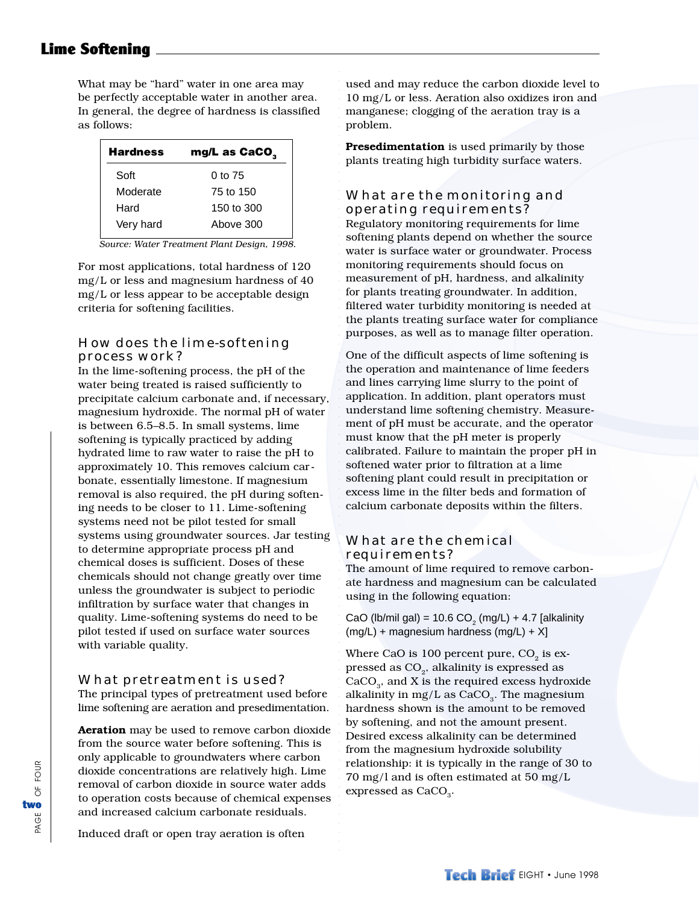## Lime Softening

What may be "hard" water in one area may be perfectly acceptable water in another area. In general, the degree of hardness is classified as follows:

| Hardness | mg/L as $CaCO_3$ |
|---|---|
| Soft | 0 to 75 |
| Moderate | 75 to 150 |
| Hard | 150 to 300 |
| Very hard | Above 300 |

*Source: Water Treatment Plant Design, 1998.*

For most applications, total hardness of 120 mg/L or less and magnesium hardness of 40 mg/L or less appear to be acceptable design criteria for softening facilities.

### How does the lime-softening process work?

In the lime-softening process, the pH of the water being treated is raised sufficiently to precipitate calcium carbonate and, if necessary, magnesium hydroxide. The normal pH of water is between 6.5–8.5. In small systems, lime softening is typically practiced by adding hydrated lime to raw water to raise the pH to approximately 10. This removes calcium carbonate, essentially limestone. If magnesium removal is also required, the pH during softening needs to be closer to 11. Lime-softening systems need not be pilot tested for small systems using groundwater sources. Jar testing to determine appropriate process pH and chemical doses is sufficient. Doses of these chemicals should not change greatly over time unless the groundwater is subject to periodic infiltration by surface water that changes in quality. Lime-softening systems do need to be pilot tested if used on surface water sources with variable quality.

### What pretreatment is used?

The principal types of pretreatment used before lime softening are aeration and presedimentation.

**Aeration** may be used to remove carbon dioxide from the source water before softening. This is only applicable to groundwaters where carbon dioxide concentrations are relatively high. Lime removal of carbon dioxide in source water adds to operation costs because of chemical expenses and increased calcium carbonate residuals.

Induced draft or open tray aeration is often used and may reduce the carbon dioxide level to 10 mg/L or less. Aeration also oxidizes iron and manganese; clogging of the aeration tray is a problem.

**Presedimentation** is used primarily by those plants treating high turbidity surface waters.

### What are the monitoring and operating requirements?

Regulatory monitoring requirements for lime softening plants depend on whether the source water is surface water or groundwater. Process monitoring requirements should focus on measurement of pH, hardness, and alkalinity for plants treating groundwater. In addition, filtered water turbidity monitoring is needed at the plants treating surface water for compliance purposes, as well as to manage filter operation.

One of the difficult aspects of lime softening is the operation and maintenance of lime feeders and lines carrying lime slurry to the point of application. In addition, plant operators must understand lime softening chemistry. Measurement of pH must be accurate, and the operator must know that the pH meter is properly calibrated. Failure to maintain the proper pH in softened water prior to filtration at a lime softening plant could result in precipitation or excess lime in the filter beds and formation of calcium carbonate deposits within the filters.

### What are the chemical requirements?

The amount of lime required to remove carbonate hardness and magnesium can be calculated using in the following equation:

$$CaO \text{ (lb/mil gal)} = 10.6\ CO_2 \text{ (mg/L)} + 4.7\ [\text{alkalinity (mg/L)} + \text{magnesium hardness (mg/L)} + X]$$

Where CaO is 100 percent pure, $CO_2$ is expressed as $CO_2$, alkalinity is expressed as $CaCO_3$, and X is the required excess hydroxide alkalinity in mg/L as $CaCO_3$. The magnesium hardness shown is the amount to be removed by softening, and not the amount present. Desired excess alkalinity can be determined from the magnesium hydroxide solubility relationship: it is typically in the range of 30 to 70 mg/l and is often estimated at 50 mg/L expressed as $CaCO_3$.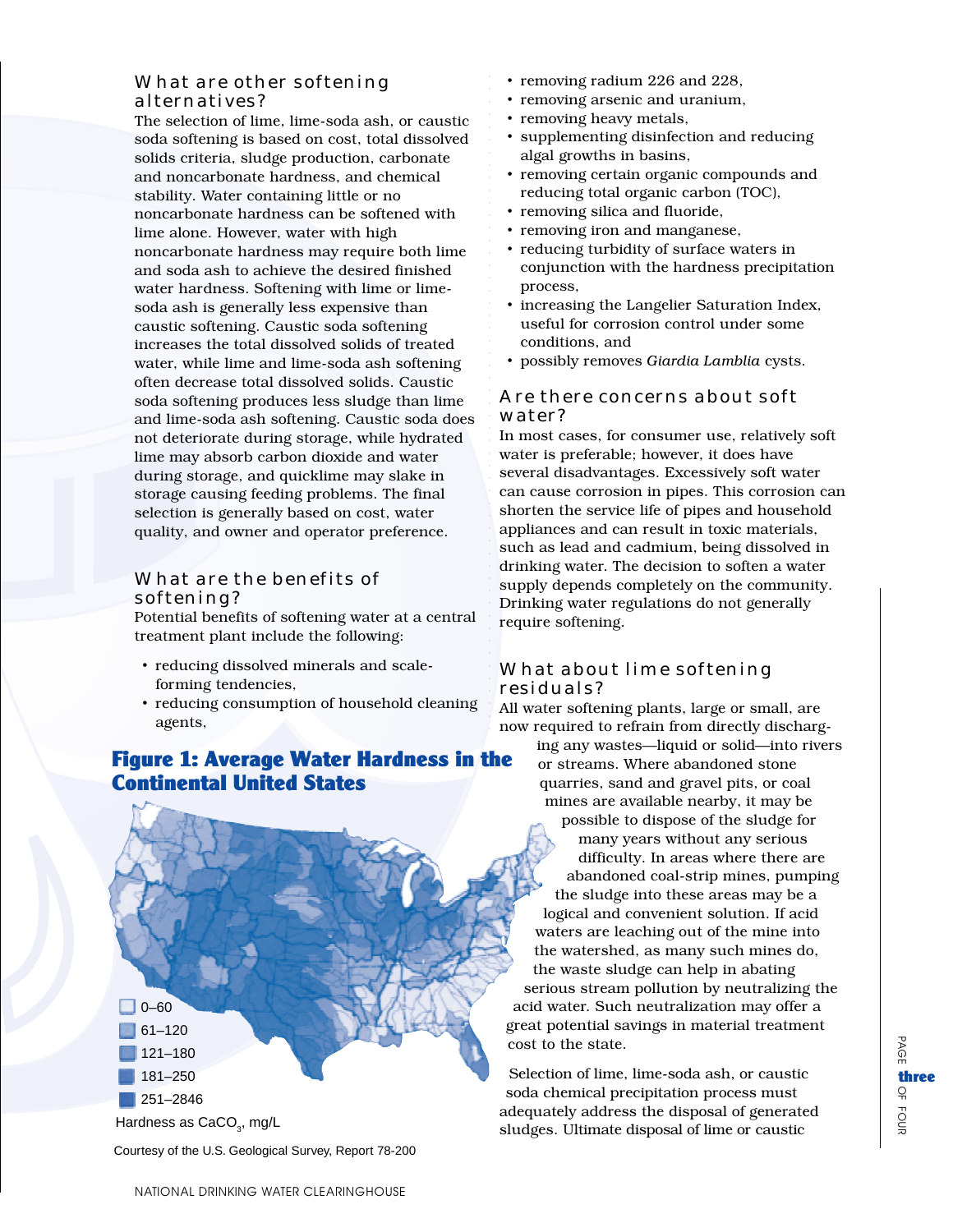## What are other softening alternatives?

The selection of lime, lime-soda ash, or caustic soda softening is based on cost, total dissolved solids criteria, sludge production, carbonate and noncarbonate hardness, and chemical stability. Water containing little or no noncarbonate hardness can be softened with lime alone. However, water with high noncarbonate hardness may require both lime and soda ash to achieve the desired finished water hardness. Softening with lime or lime-soda ash is generally less expensive than caustic softening. Caustic soda softening increases the total dissolved solids of treated water, while lime and lime-soda ash softening often decrease total dissolved solids. Caustic soda softening produces less sludge than lime and lime-soda ash softening. Caustic soda does not deteriorate during storage, while hydrated lime may absorb carbon dioxide and water during storage, and quicklime may slake in storage causing feeding problems. The final selection is generally based on cost, water quality, and owner and operator preference.

## What are the benefits of softening?

Potential benefits of softening water at a central treatment plant include the following:

- reducing dissolved minerals and scale-forming tendencies,
- reducing consumption of household cleaning agents,
- removing radium 226 and 228,
- removing arsenic and uranium,
- removing heavy metals,
- supplementing disinfection and reducing algal growths in basins,
- removing certain organic compounds and reducing total organic carbon (TOC),
- removing silica and fluoride,
- removing iron and manganese,
- reducing turbidity of surface waters in conjunction with the hardness precipitation process,
- increasing the Langelier Saturation Index, useful for corrosion control under some conditions, and
- possibly removes *Giardia Lamblia* cysts.

**Figure 1: Average Water Hardness in the Continental United States**

- 0–60
- 61–120
- 121–180
- 181–250
- 251–2846

Hardness as $CaCO_3$, mg/L

Courtesy of the U.S. Geological Survey, Report 78-200

## Are there concerns about soft water?

In most cases, for consumer use, relatively soft water is preferable; however, it does have several disadvantages. Excessively soft water can cause corrosion in pipes. This corrosion can shorten the service life of pipes and household appliances and can result in toxic materials, such as lead and cadmium, being dissolved in drinking water. The decision to soften a water supply depends completely on the community. Drinking water regulations do not generally require softening.

## What about lime softening residuals?

All water softening plants, large or small, are now required to refrain from directly discharging any wastes—liquid or solid—into rivers or streams. Where abandoned stone quarries, sand and gravel pits, or coal mines are available nearby, it may be possible to dispose of the sludge for many years without any serious difficulty. In areas where there are abandoned coal-strip mines, pumping the sludge into these areas may be a logical and convenient solution. If acid waters are leaching out of the mine into the watershed, as many such mines do, the waste sludge can help in abating serious stream pollution by neutralizing the acid water. Such neutralization may offer a great potential savings in material treatment cost to the state.

Selection of lime, lime-soda ash, or caustic soda chemical precipitation process must adequately address the disposal of generated sludges. Ultimate disposal of lime or caustic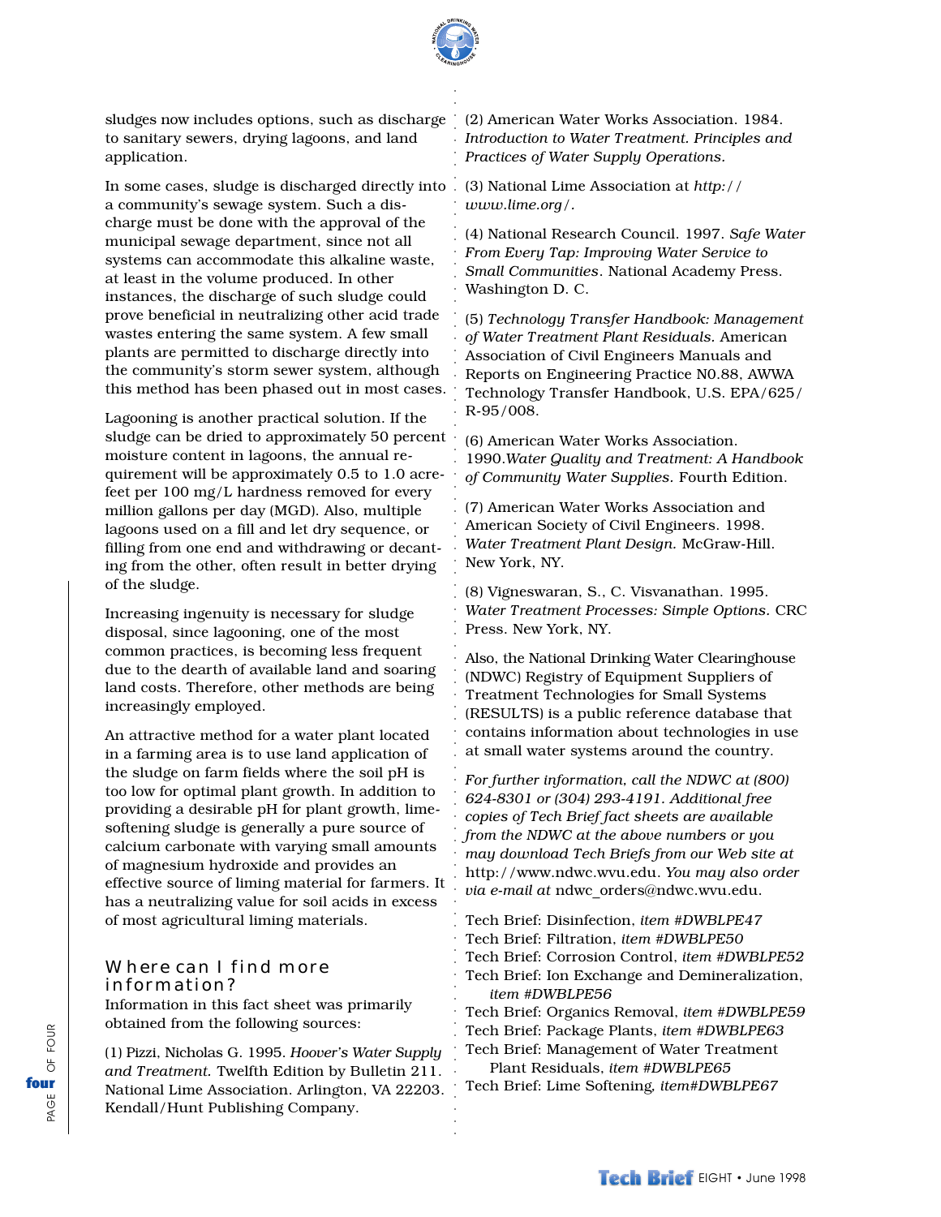sludges now includes options, such as discharge to sanitary sewers, drying lagoons, and land application.

In some cases, sludge is discharged directly into a community's sewage system. Such a discharge must be done with the approval of the municipal sewage department, since not all systems can accommodate this alkaline waste, at least in the volume produced. In other instances, the discharge of such sludge could prove beneficial in neutralizing other acid trade wastes entering the same system. A few small plants are permitted to discharge directly into the community's storm sewer system, although this method has been phased out in most cases.

Lagooning is another practical solution. If the sludge can be dried to approximately 50 percent moisture content in lagoons, the annual requirement will be approximately 0.5 to 1.0 acre-feet per 100 mg/L hardness removed for every million gallons per day (MGD). Also, multiple lagoons used on a fill and let dry sequence, or filling from one end and withdrawing or decanting from the other, often result in better drying of the sludge.

Increasing ingenuity is necessary for sludge disposal, since lagooning, one of the most common practices, is becoming less frequent due to the dearth of available land and soaring land costs. Therefore, other methods are being increasingly employed.

An attractive method for a water plant located in a farming area is to use land application of the sludge on farm fields where the soil pH is too low for optimal plant growth. In addition to providing a desirable pH for plant growth, lime-softening sludge is generally a pure source of calcium carbonate with varying small amounts of magnesium hydroxide and provides an effective source of liming material for farmers. It has a neutralizing value for soil acids in excess of most agricultural liming materials.

## Where can I find more information?

Information in this fact sheet was primarily obtained from the following sources:

(1) Pizzi, Nicholas G. 1995. *Hoover's Water Supply and Treatment.* Twelfth Edition by Bulletin 211. National Lime Association. Arlington, VA 22203. Kendall/Hunt Publishing Company.

(2) American Water Works Association. 1984. *Introduction to Water Treatment. Principles and Practices of Water Supply Operations.*

(3) National Lime Association at *http://www.lime.org/.*

(4) National Research Council. 1997. *Safe Water From Every Tap: Improving Water Service to Small Communities*. National Academy Press. Washington D. C.

(5) *Technology Transfer Handbook: Management of Water Treatment Plant Residuals.* American Association of Civil Engineers Manuals and Reports on Engineering Practice N0.88, AWWA Technology Transfer Handbook, U.S. EPA/625/R-95/008.

(6) American Water Works Association. 1990.*Water Quality and Treatment: A Handbook of Community Water Supplies.* Fourth Edition.

(7) American Water Works Association and American Society of Civil Engineers. 1998. *Water Treatment Plant Design.* McGraw-Hill. New York, NY.

(8) Vigneswaran, S., C. Visvanathan. 1995. *Water Treatment Processes: Simple Options.* CRC Press. New York, NY.

Also, the National Drinking Water Clearinghouse (NDWC) Registry of Equipment Suppliers of Treatment Technologies for Small Systems (RESULTS) is a public reference database that contains information about technologies in use at small water systems around the country.

*For further information, call the NDWC at (800) 624-8301 or (304) 293-4191. Additional free copies of Tech Brief fact sheets are available from the NDWC at the above numbers or you may download Tech Briefs from our Web site at* http://www.ndwc.wvu.edu. *You may also order via e-mail at* ndwc_orders@ndwc.wvu.edu.

Tech Brief: Disinfection, *item #DWBLPE47*
Tech Brief: Filtration, *item #DWBLPE50*
Tech Brief: Corrosion Control, *item #DWBLPE52*
Tech Brief: Ion Exchange and Demineralization, *item #DWBLPE56*
Tech Brief: Organics Removal, *item #DWBLPE59*
Tech Brief: Package Plants, *item #DWBLPE63*
Tech Brief: Management of Water Treatment Plant Residuals, *item #DWBLPE65*
Tech Brief: Lime Softening, *item#DWBLPE67*